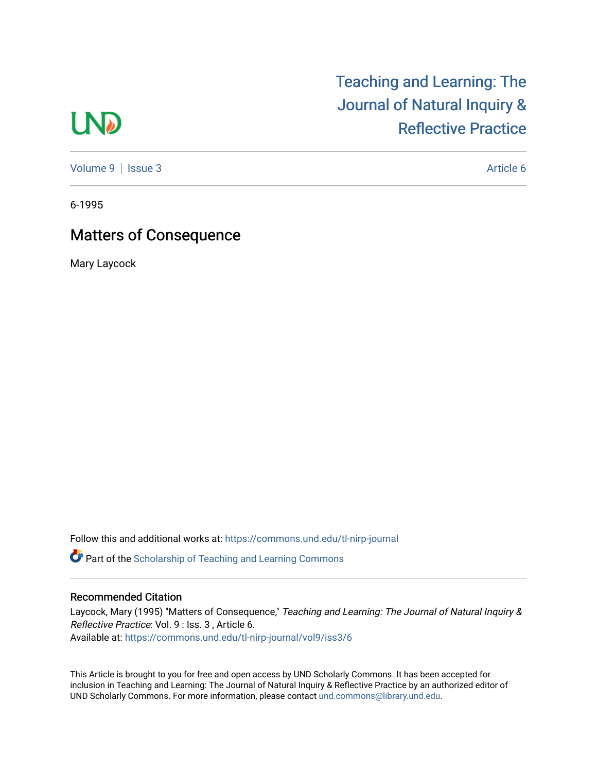# Teaching and Learning: The Journal of Natural Inquiry & Reflective Practice

Volume 9 | Issue 3 | Article 6

6-1995

## Matters of Consequence

Mary Laycock

Follow this and additional works at: https://commons.und.edu/tl-nirp-journal

Part of the Scholarship of Teaching and Learning Commons

### Recommended Citation

Laycock, Mary (1995) "Matters of Consequence," *Teaching and Learning: The Journal of Natural Inquiry & Reflective Practice*: Vol. 9 : Iss. 3 , Article 6.
Available at: https://commons.und.edu/tl-nirp-journal/vol9/iss3/6

This Article is brought to you for free and open access by UND Scholarly Commons. It has been accepted for inclusion in Teaching and Learning: The Journal of Natural Inquiry & Reflective Practice by an authorized editor of UND Scholarly Commons. For more information, please contact und.commons@library.und.edu.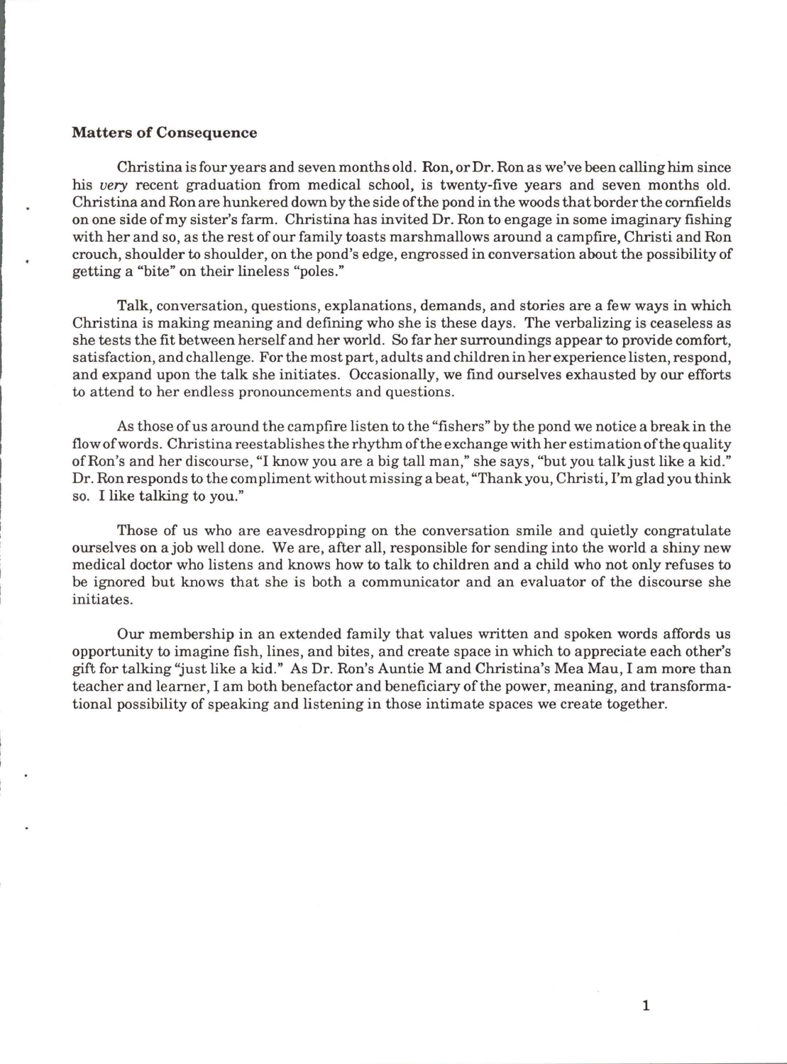**Matters of Consequence**

Christina is four years and seven months old. Ron, or Dr. Ron as we've been calling him since his *very* recent graduation from medical school, is twenty-five years and seven months old. Christina and Ron are hunkered down by the side of the pond in the woods that border the cornfields on one side of my sister's farm. Christina has invited Dr. Ron to engage in some imaginary fishing with her and so, as the rest of our family toasts marshmallows around a campfire, Christi and Ron crouch, shoulder to shoulder, on the pond's edge, engrossed in conversation about the possibility of getting a "bite" on their lineless "poles."

Talk, conversation, questions, explanations, demands, and stories are a few ways in which Christina is making meaning and defining who she is these days. The verbalizing is ceaseless as she tests the fit between herself and her world. So far her surroundings appear to provide comfort, satisfaction, and challenge. For the most part, adults and children in her experience listen, respond, and expand upon the talk she initiates. Occasionally, we find ourselves exhausted by our efforts to attend to her endless pronouncements and questions.

As those of us around the campfire listen to the "fishers" by the pond we notice a break in the flow of words. Christina reestablishes the rhythm of the exchange with her estimation of the quality of Ron's and her discourse, "I know you are a big tall man," she says, "but you talk just like a kid." Dr. Ron responds to the compliment without missing a beat, "Thank you, Christi, I'm glad you think so. I like talking to you."

Those of us who are eavesdropping on the conversation smile and quietly congratulate ourselves on a job well done. We are, after all, responsible for sending into the world a shiny new medical doctor who listens and knows how to talk to children and a child who not only refuses to be ignored but knows that she is both a communicator and an evaluator of the discourse she initiates.

Our membership in an extended family that values written and spoken words affords us opportunity to imagine fish, lines, and bites, and create space in which to appreciate each other's gift for talking "just like a kid." As Dr. Ron's Auntie M and Christina's Mea Mau, I am more than teacher and learner, I am both benefactor and beneficiary of the power, meaning, and transformational possibility of speaking and listening in those intimate spaces we create together.